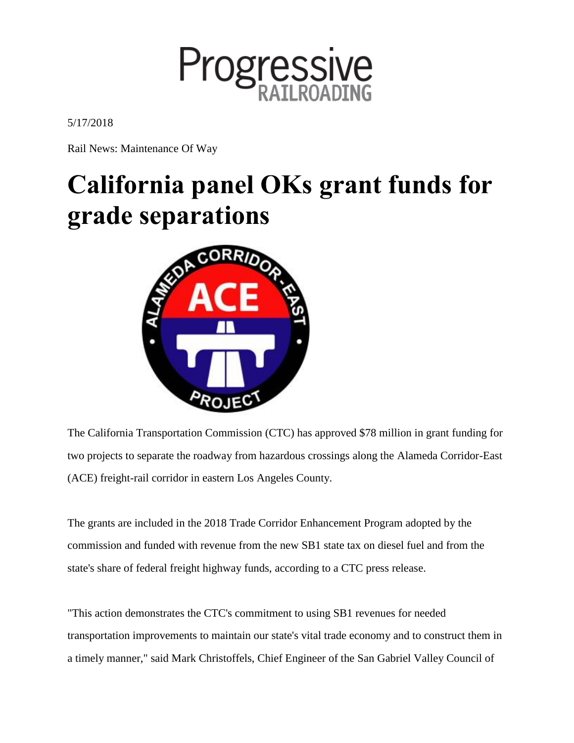5/17/2018

Rail News: Maintenance Of Way

# California panel OKs grant funds for grade separations

The California Transportation Commission (CTC) has approved $78 million in grant funding for two projects to separate the roadway from hazardous crossings along the Alameda Corridor-East (ACE) freight-rail corridor in eastern Los Angeles County.

The grants are included in the 2018 Trade Corridor Enhancement Program adopted by the commission and funded with revenue from the new SB1 state tax on diesel fuel and from the state's share of federal freight highway funds, according to a CTC press release.

"This action demonstrates the CTC's commitment to using SB1 revenues for needed transportation improvements to maintain our state's vital trade economy and to construct them in a timely manner," said Mark Christoffels, Chief Engineer of the San Gabriel Valley Council of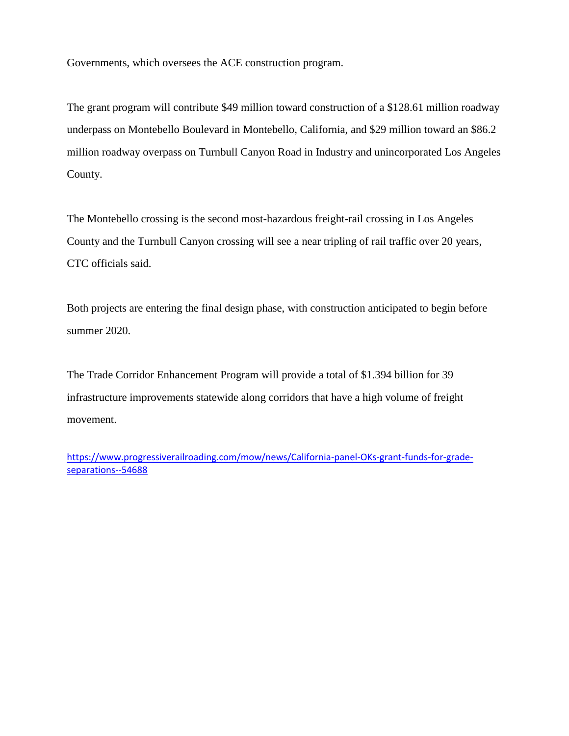Governments, which oversees the ACE construction program.

The grant program will contribute $49 million toward construction of a $128.61 million roadway underpass on Montebello Boulevard in Montebello, California, and $29 million toward an $86.2 million roadway overpass on Turnbull Canyon Road in Industry and unincorporated Los Angeles County.

The Montebello crossing is the second most-hazardous freight-rail crossing in Los Angeles County and the Turnbull Canyon crossing will see a near tripling of rail traffic over 20 years, CTC officials said.

Both projects are entering the final design phase, with construction anticipated to begin before summer 2020.

The Trade Corridor Enhancement Program will provide a total of $1.394 billion for 39 infrastructure improvements statewide along corridors that have a high volume of freight movement.

https://www.progressiverailroading.com/mow/news/California-panel-OKs-grant-funds-for-grade-separations--54688